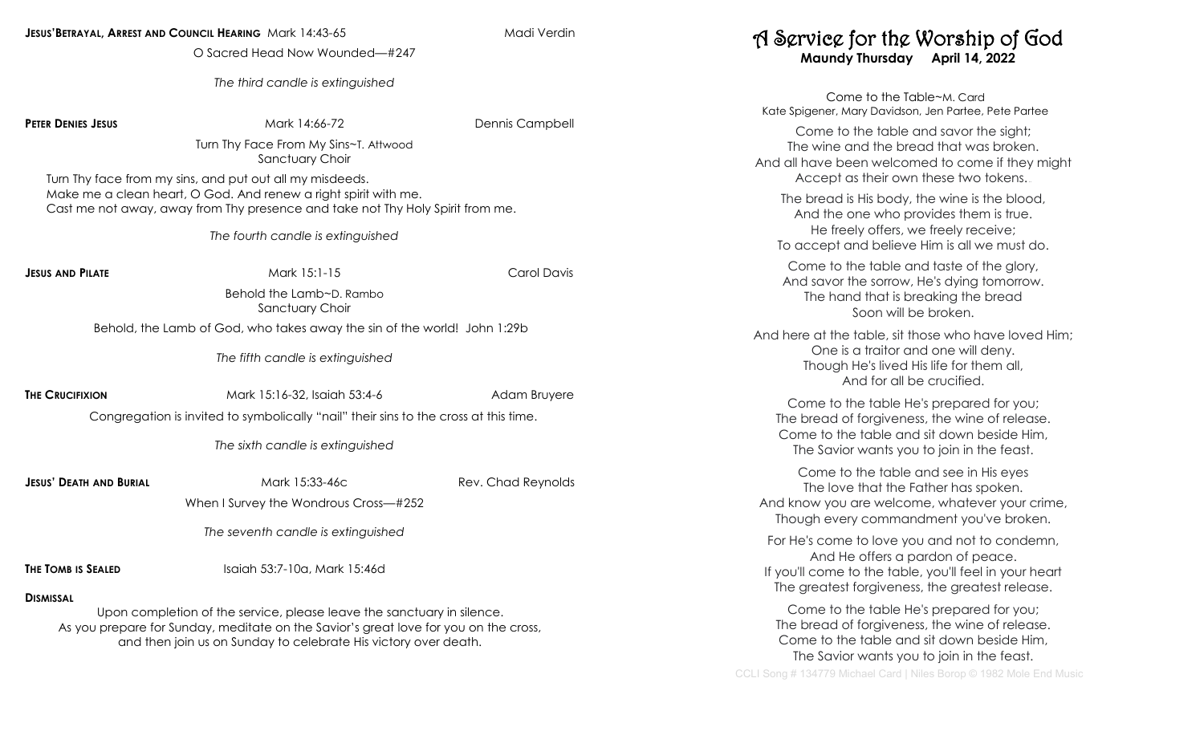**JESUS' BETRAYAL, ARREST AND COUNCIL HEARING** Mark 14:43-65 Madi Verdin

O Sacred Head Now Wounded—#247

*The third candle is extinguished*

**PETER DENIES JESUS** Mark 14:66-72 Dennis Campbell

Turn Thy Face From My Sins~T. Attwood
Sanctuary Choir

Turn Thy face from my sins, and put out all my misdeeds.
Make me a clean heart, O God. And renew a right spirit with me.
Cast me not away, away from Thy presence and take not Thy Holy Spirit from me.

*The fourth candle is extinguished*

**JESUS AND PILATE** Mark 15:1-15 Carol Davis

Behold the Lamb~D. Rambo
Sanctuary Choir

Behold, the Lamb of God, who takes away the sin of the world! John 1:29b

*The fifth candle is extinguished*

**THE CRUCIFIXION** Mark 15:16-32, Isaiah 53:4-6 Adam Bruyere

Congregation is invited to symbolically "nail" their sins to the cross at this time.

*The sixth candle is extinguished*

**JESUS' DEATH AND BURIAL** Mark 15:33-46c Rev. Chad Reynolds

When I Survey the Wondrous Cross—#252

*The seventh candle is extinguished*

**THE TOMB IS SEALED** Isaiah 53:7-10a, Mark 15:46d

**DISMISSAL**

Upon completion of the service, please leave the sanctuary in silence.
As you prepare for Sunday, meditate on the Savior's great love for you on the cross,
and then join us on Sunday to celebrate His victory over death.

# A Service for the Worship of God

**Maundy Thursday April 14, 2022**

Come to the Table~M. Card
Kate Spigener, Mary Davidson, Jen Partee, Pete Partee

Come to the table and savor the sight;
The wine and the bread that was broken.
And all have been welcomed to come if they might
Accept as their own these two tokens.

The bread is His body, the wine is the blood,
And the one who provides them is true.
He freely offers, we freely receive;
To accept and believe Him is all we must do.

Come to the table and taste of the glory,
And savor the sorrow, He's dying tomorrow.
The hand that is breaking the bread
Soon will be broken.

And here at the table, sit those who have loved Him;
One is a traitor and one will deny.
Though He's lived His life for them all,
And for all be crucified.

Come to the table He's prepared for you;
The bread of forgiveness, the wine of release.
Come to the table and sit down beside Him,
The Savior wants you to join in the feast.

Come to the table and see in His eyes
The love that the Father has spoken.
And know you are welcome, whatever your crime,
Though every commandment you've broken.

For He's come to love you and not to condemn,
And He offers a pardon of peace.
If you'll come to the table, you'll feel in your heart
The greatest forgiveness, the greatest release.

Come to the table He's prepared for you;
The bread of forgiveness, the wine of release.
Come to the table and sit down beside Him,
The Savior wants you to join in the feast.

CCLI Song # 134779 Michael Card | Niles Borop © 1982 Mole End Music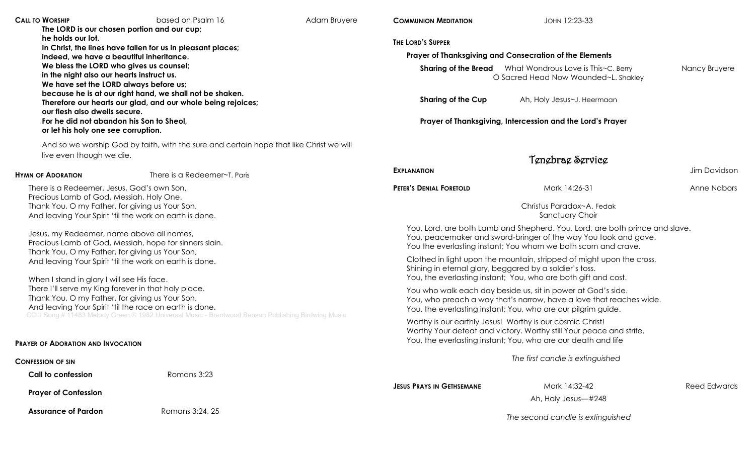**CALL TO WORSHIP** based on Psalm 16 — Adam Bruyere

**The LORD is our chosen portion and our cup;**
**he holds our lot.**
**In Christ, the lines have fallen for us in pleasant places;**
**indeed, we have a beautiful inheritance.**
**We bless the LORD who gives us counsel;**
**in the night also our hearts instruct us.**
**We have set the LORD always before us;**
**because he is at our right hand, we shall not be shaken.**
**Therefore our hearts our glad, and our whole being rejoices;**
**our flesh also dwells secure.**
**For he did not abandon his Son to Sheol,**
**or let his holy one see corruption.**

And so we worship God by faith, with the sure and certain hope that like Christ we will live even though we die.

**HYMN OF ADORATION** There is a Redeemer~T. Paris

There is a Redeemer, Jesus, God's own Son,
Precious Lamb of God, Messiah, Holy One.
Thank You, O my Father, for giving us Your Son,
And leaving Your Spirit 'til the work on earth is done.

Jesus, my Redeemer, name above all names,
Precious Lamb of God, Messiah, hope for sinners slain.
Thank You, O my Father, for giving us Your Son,
And leaving Your Spirit 'til the work on earth is done.

When I stand in glory I will see His face.
There I'll serve my King forever in that holy place.
Thank You, O my Father, for giving us Your Son,
And leaving Your Spirit 'til the race on earth is done.

CCLI Song # 11483 Melody Green © 1982 Universal Music - Brentwood Benson Publishing Birdwing Music

**PRAYER OF ADORATION AND INVOCATION**

**CONFESSION OF SIN**

**Call to confession** Romans 3:23

**Prayer of Confession**

**Assurance of Pardon** Romans 3:24, 25

**COMMUNION MEDITATION** JOHN 12:23-33

**THE LORD'S SUPPER**

**Prayer of Thanksgiving and Consecration of the Elements**

**Sharing of the Bread** What Wondrous Love is This~C. Berry — Nancy Bruyere
O Sacred Head Now Wounded~L. Shakley

**Sharing of the Cup** Ah, Holy Jesus~J. Heermaan

**Prayer of Thanksgiving, Intercession and the Lord's Prayer**

## Tenebrae Service

**EXPLANATION** — Jim Davidson

**PETER'S DENIAL FORETOLD** Mark 14:26-31 — Anne Nabors

Christus Paradox~A. Fedak
Sanctuary Choir

You, Lord, are both Lamb and Shepherd. You, Lord, are both prince and slave.
You, peacemaker and sword-bringer of the way You took and gave.
You the everlasting instant; You whom we both scorn and crave.

Clothed in light upon the mountain, stripped of might upon the cross,
Shining in eternal glory, beggared by a soldier's toss.
You, the everlasting instant; You, who are both gift and cost.

You who walk each day beside us, sit in power at God's side.
You, who preach a way that's narrow, have a love that reaches wide.
You, the everlasting instant; You, who are our pilgrim guide.

Worthy is our earthly Jesus! Worthy is our cosmic Christ!
Worthy Your defeat and victory. Worthy still Your peace and strife.
You, the everlasting instant; You, who are our death and life

*The first candle is extinguished*

**JESUS PRAYS IN GETHSEMANE** Mark 14:32-42 — Reed Edwards

Ah, Holy Jesus—#248

*The second candle is extinguished*